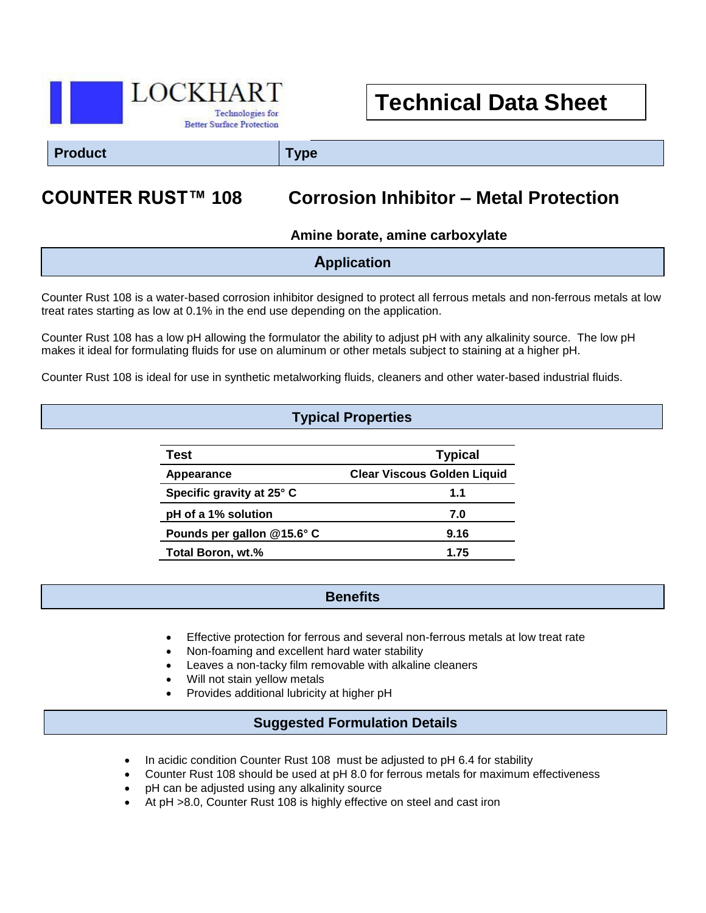LOCKHART

Technologies for Better Surface Protection

# Technical Data Sheet

| Product | Type |
|---|---|

## COUNTER RUST™ 108 — Corrosion Inhibitor – Metal Protection

**Amine borate, amine carboxylate**

## Application

Counter Rust 108 is a water-based corrosion inhibitor designed to protect all ferrous metals and non-ferrous metals at low treat rates starting as low at 0.1% in the end use depending on the application.

Counter Rust 108 has a low pH allowing the formulator the ability to adjust pH with any alkalinity source. The low pH makes it ideal for formulating fluids for use on aluminum or other metals subject to staining at a higher pH.

Counter Rust 108 is ideal for use in synthetic metalworking fluids, cleaners and other water-based industrial fluids.

## Typical Properties

| Test | Typical |
|---|---|
| Appearance | Clear Viscous Golden Liquid |
| Specific gravity at 25° C | 1.1 |
| pH of a 1% solution | 7.0 |
| Pounds per gallon @15.6° C | 9.16 |
| Total Boron, wt.% | 1.75 |

## Benefits

- Effective protection for ferrous and several non-ferrous metals at low treat rate
- Non-foaming and excellent hard water stability
- Leaves a non-tacky film removable with alkaline cleaners
- Will not stain yellow metals
- Provides additional lubricity at higher pH

## Suggested Formulation Details

- In acidic condition Counter Rust 108 must be adjusted to pH 6.4 for stability
- Counter Rust 108 should be used at pH 8.0 for ferrous metals for maximum effectiveness
- pH can be adjusted using any alkalinity source
- At pH >8.0, Counter Rust 108 is highly effective on steel and cast iron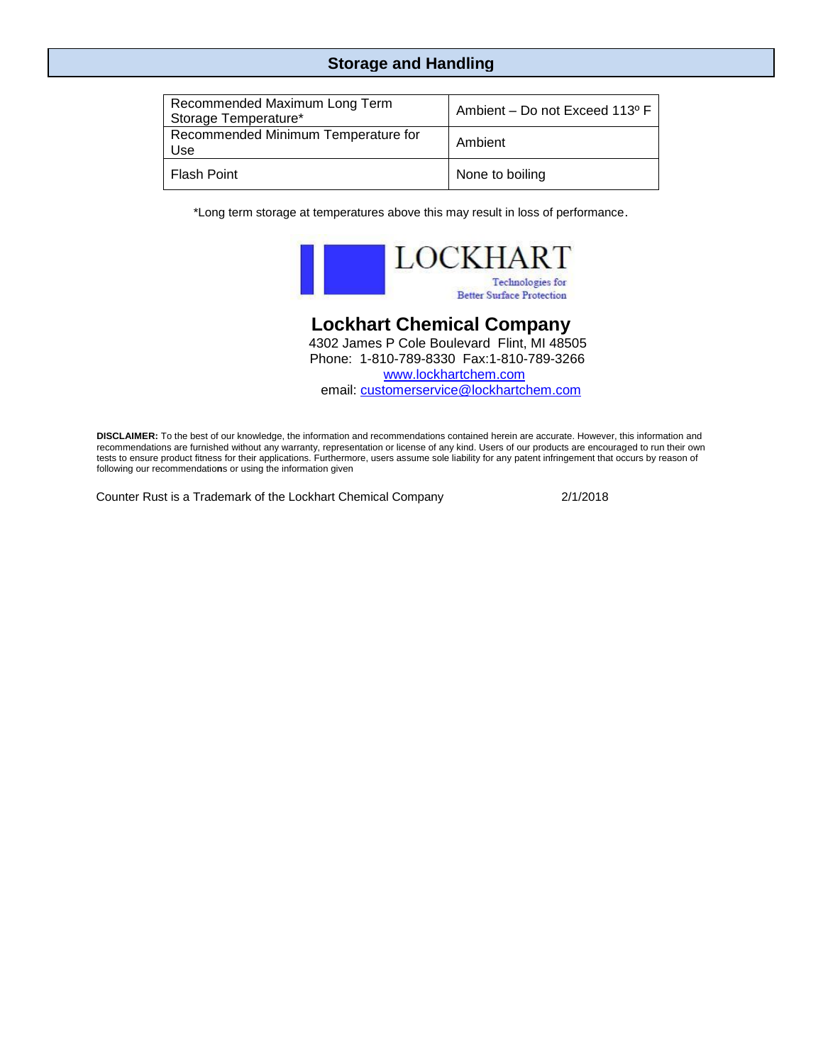## Storage and Handling

| | |
|---|---|
| Recommended Maximum Long Term Storage Temperature* | Ambient – Do not Exceed 113º F |
| Recommended Minimum Temperature for Use | Ambient |
| Flash Point | None to boiling |

*Long term storage at temperatures above this may result in loss of performance.

LOCKHART
Technologies for Better Surface Protection

**Lockhart Chemical Company**
4302 James P Cole Boulevard Flint, MI 48505
Phone: 1-810-789-8330 Fax:1-810-789-3266
www.lockhartchem.com
email: customerservice@lockhartchem.com

**DISCLAIMER:** To the best of our knowledge, the information and recommendations contained herein are accurate. However, this information and recommendations are furnished without any warranty, representation or license of any kind. Users of our products are encouraged to run their own tests to ensure product fitness for their applications. Furthermore, users assume sole liability for any patent infringement that occurs by reason of following our recommendations or using the information given

Counter Rust is a Trademark of the Lockhart Chemical Company 2/1/2018